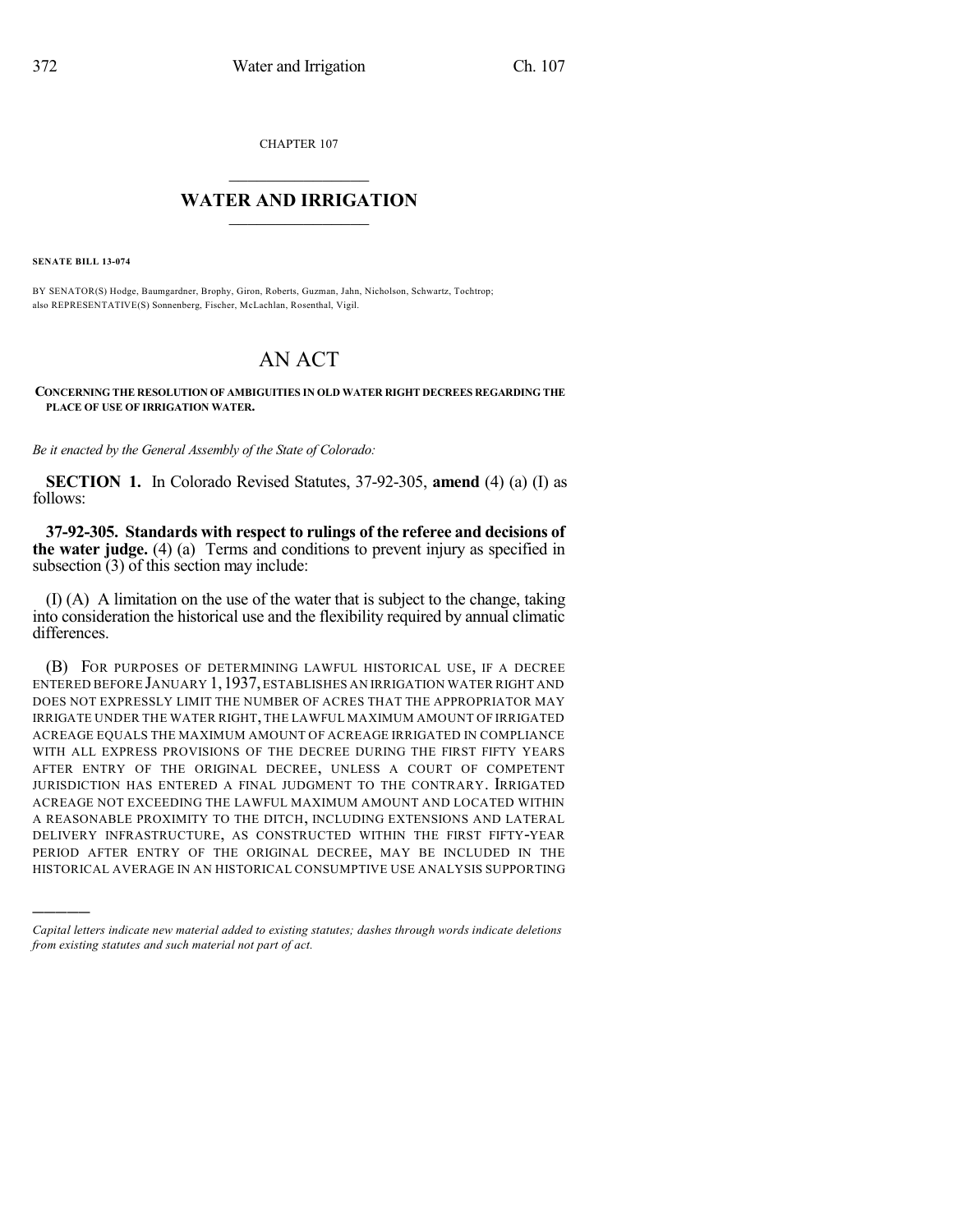CHAPTER 107

# WATER AND IRRIGATION

**SENATE BILL 13-074**

BY SENATOR(S) Hodge, Baumgardner, Brophy, Giron, Roberts, Guzman, Jahn, Nicholson, Schwartz, Tochtrop;
also REPRESENTATIVE(S) Sonnenberg, Fischer, McLachlan, Rosenthal, Vigil.

# AN ACT

**CONCERNING THE RESOLUTION OF AMBIGUITIES IN OLD WATER RIGHT DECREES REGARDING THE PLACE OF USE OF IRRIGATION WATER.**

*Be it enacted by the General Assembly of the State of Colorado:*

**SECTION 1.** In Colorado Revised Statutes, 37-92-305, **amend** (4) (a) (I) as follows:

**37-92-305. Standards with respect to rulings of the referee and decisions of the water judge.** (4) (a) Terms and conditions to prevent injury as specified in subsection (3) of this section may include:

(I) (A) A limitation on the use of the water that is subject to the change, taking into consideration the historical use and the flexibility required by annual climatic differences.

(B) FOR PURPOSES OF DETERMINING LAWFUL HISTORICAL USE, IF A DECREE ENTERED BEFORE JANUARY 1, 1937, ESTABLISHES AN IRRIGATION WATER RIGHT AND DOES NOT EXPRESSLY LIMIT THE NUMBER OF ACRES THAT THE APPROPRIATOR MAY IRRIGATE UNDER THE WATER RIGHT, THE LAWFUL MAXIMUM AMOUNT OF IRRIGATED ACREAGE EQUALS THE MAXIMUM AMOUNT OF ACREAGE IRRIGATED IN COMPLIANCE WITH ALL EXPRESS PROVISIONS OF THE DECREE DURING THE FIRST FIFTY YEARS AFTER ENTRY OF THE ORIGINAL DECREE, UNLESS A COURT OF COMPETENT JURISDICTION HAS ENTERED A FINAL JUDGMENT TO THE CONTRARY. IRRIGATED ACREAGE NOT EXCEEDING THE LAWFUL MAXIMUM AMOUNT AND LOCATED WITHIN A REASONABLE PROXIMITY TO THE DITCH, INCLUDING EXTENSIONS AND LATERAL DELIVERY INFRASTRUCTURE, AS CONSTRUCTED WITHIN THE FIRST FIFTY-YEAR PERIOD AFTER ENTRY OF THE ORIGINAL DECREE, MAY BE INCLUDED IN THE HISTORICAL AVERAGE IN AN HISTORICAL CONSUMPTIVE USE ANALYSIS SUPPORTING

---

*Capital letters indicate new material added to existing statutes; dashes through words indicate deletions from existing statutes and such material not part of act.*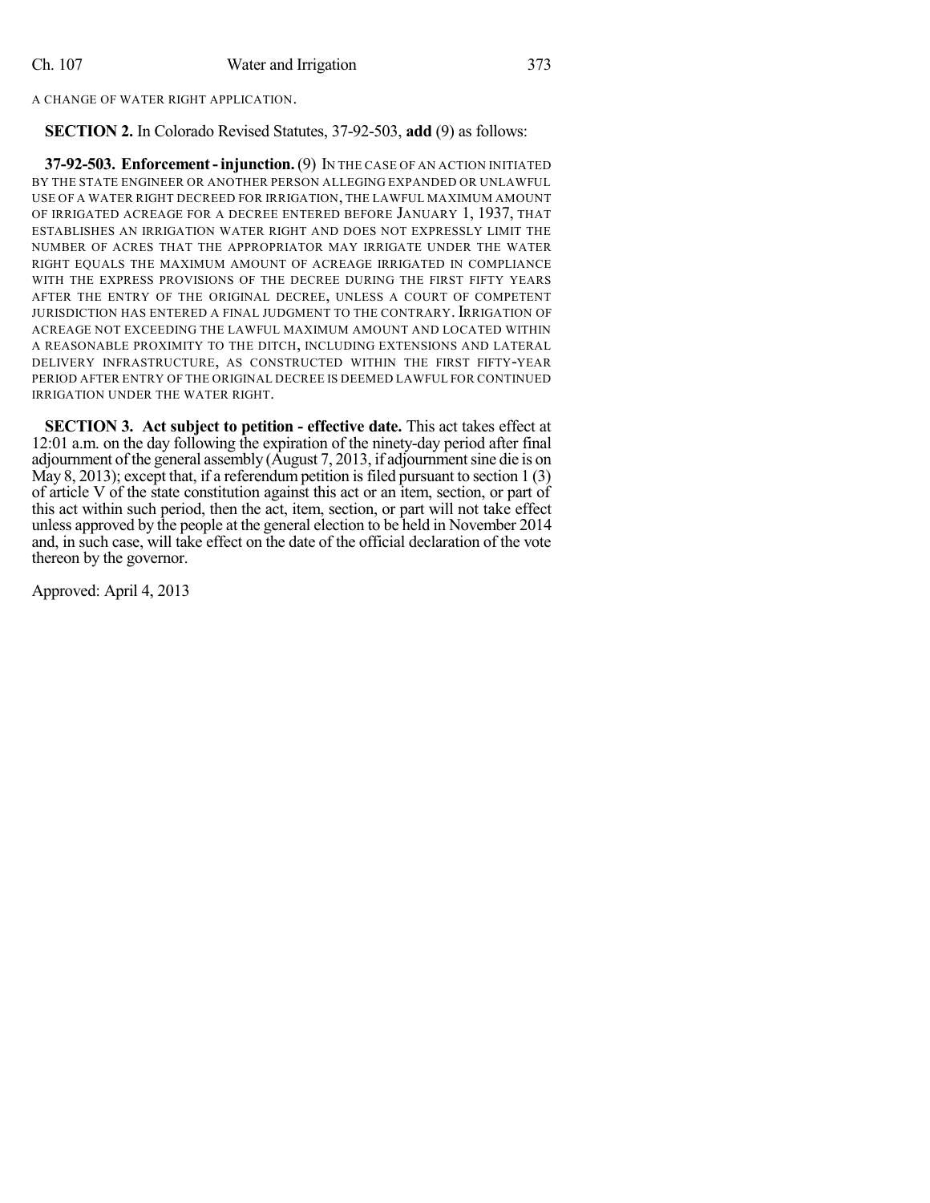A CHANGE OF WATER RIGHT APPLICATION.

**SECTION 2.** In Colorado Revised Statutes, 37-92-503, **add** (9) as follows:

**37-92-503. Enforcement - injunction.** (9) IN THE CASE OF AN ACTION INITIATED BY THE STATE ENGINEER OR ANOTHER PERSON ALLEGING EXPANDED OR UNLAWFUL USE OF A WATER RIGHT DECREED FOR IRRIGATION, THE LAWFUL MAXIMUM AMOUNT OF IRRIGATED ACREAGE FOR A DECREE ENTERED BEFORE JANUARY 1, 1937, THAT ESTABLISHES AN IRRIGATION WATER RIGHT AND DOES NOT EXPRESSLY LIMIT THE NUMBER OF ACRES THAT THE APPROPRIATOR MAY IRRIGATE UNDER THE WATER RIGHT EQUALS THE MAXIMUM AMOUNT OF ACREAGE IRRIGATED IN COMPLIANCE WITH THE EXPRESS PROVISIONS OF THE DECREE DURING THE FIRST FIFTY YEARS AFTER THE ENTRY OF THE ORIGINAL DECREE, UNLESS A COURT OF COMPETENT JURISDICTION HAS ENTERED A FINAL JUDGMENT TO THE CONTRARY. IRRIGATION OF ACREAGE NOT EXCEEDING THE LAWFUL MAXIMUM AMOUNT AND LOCATED WITHIN A REASONABLE PROXIMITY TO THE DITCH, INCLUDING EXTENSIONS AND LATERAL DELIVERY INFRASTRUCTURE, AS CONSTRUCTED WITHIN THE FIRST FIFTY-YEAR PERIOD AFTER ENTRY OF THE ORIGINAL DECREE IS DEEMED LAWFUL FOR CONTINUED IRRIGATION UNDER THE WATER RIGHT.

**SECTION 3. Act subject to petition - effective date.** This act takes effect at 12:01 a.m. on the day following the expiration of the ninety-day period after final adjournment of the general assembly (August 7, 2013, if adjournment sine die is on May 8, 2013); except that, if a referendum petition is filed pursuant to section 1 (3) of article V of the state constitution against this act or an item, section, or part of this act within such period, then the act, item, section, or part will not take effect unless approved by the people at the general election to be held in November 2014 and, in such case, will take effect on the date of the official declaration of the vote thereon by the governor.

Approved: April 4, 2013